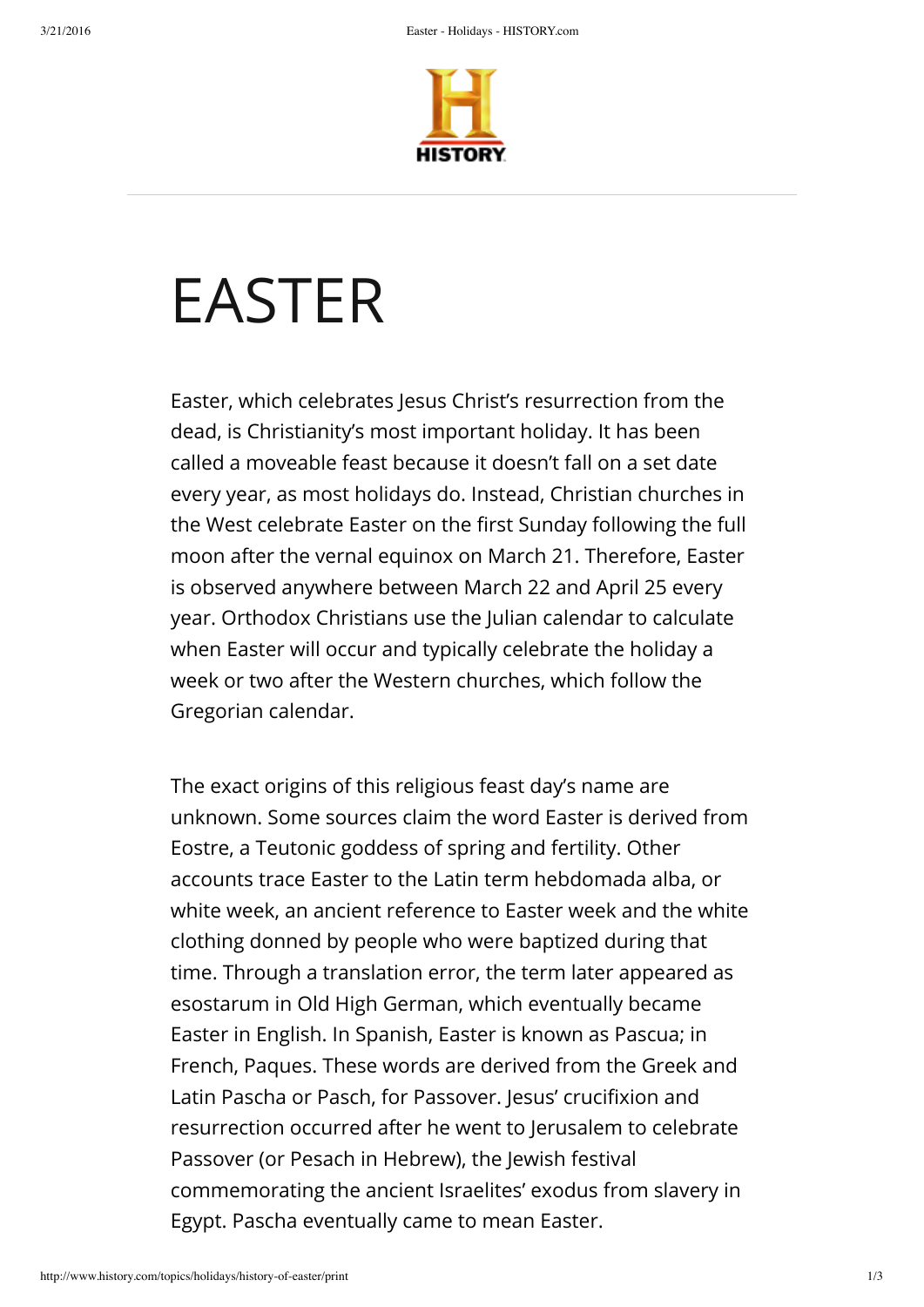# EASTER

Easter, which celebrates Jesus Christ's resurrection from the dead, is Christianity's most important holiday. It has been called a moveable feast because it doesn't fall on a set date every year, as most holidays do. Instead, Christian churches in the West celebrate Easter on the first Sunday following the full moon after the vernal equinox on March 21. Therefore, Easter is observed anywhere between March 22 and April 25 every year. Orthodox Christians use the Julian calendar to calculate when Easter will occur and typically celebrate the holiday a week or two after the Western churches, which follow the Gregorian calendar.

The exact origins of this religious feast day's name are unknown. Some sources claim the word Easter is derived from Eostre, a Teutonic goddess of spring and fertility. Other accounts trace Easter to the Latin term hebdomada alba, or white week, an ancient reference to Easter week and the white clothing donned by people who were baptized during that time. Through a translation error, the term later appeared as esostarum in Old High German, which eventually became Easter in English. In Spanish, Easter is known as Pascua; in French, Paques. These words are derived from the Greek and Latin Pascha or Pasch, for Passover. Jesus' crucifixion and resurrection occurred after he went to Jerusalem to celebrate Passover (or Pesach in Hebrew), the Jewish festival commemorating the ancient Israelites' exodus from slavery in Egypt. Pascha eventually came to mean Easter.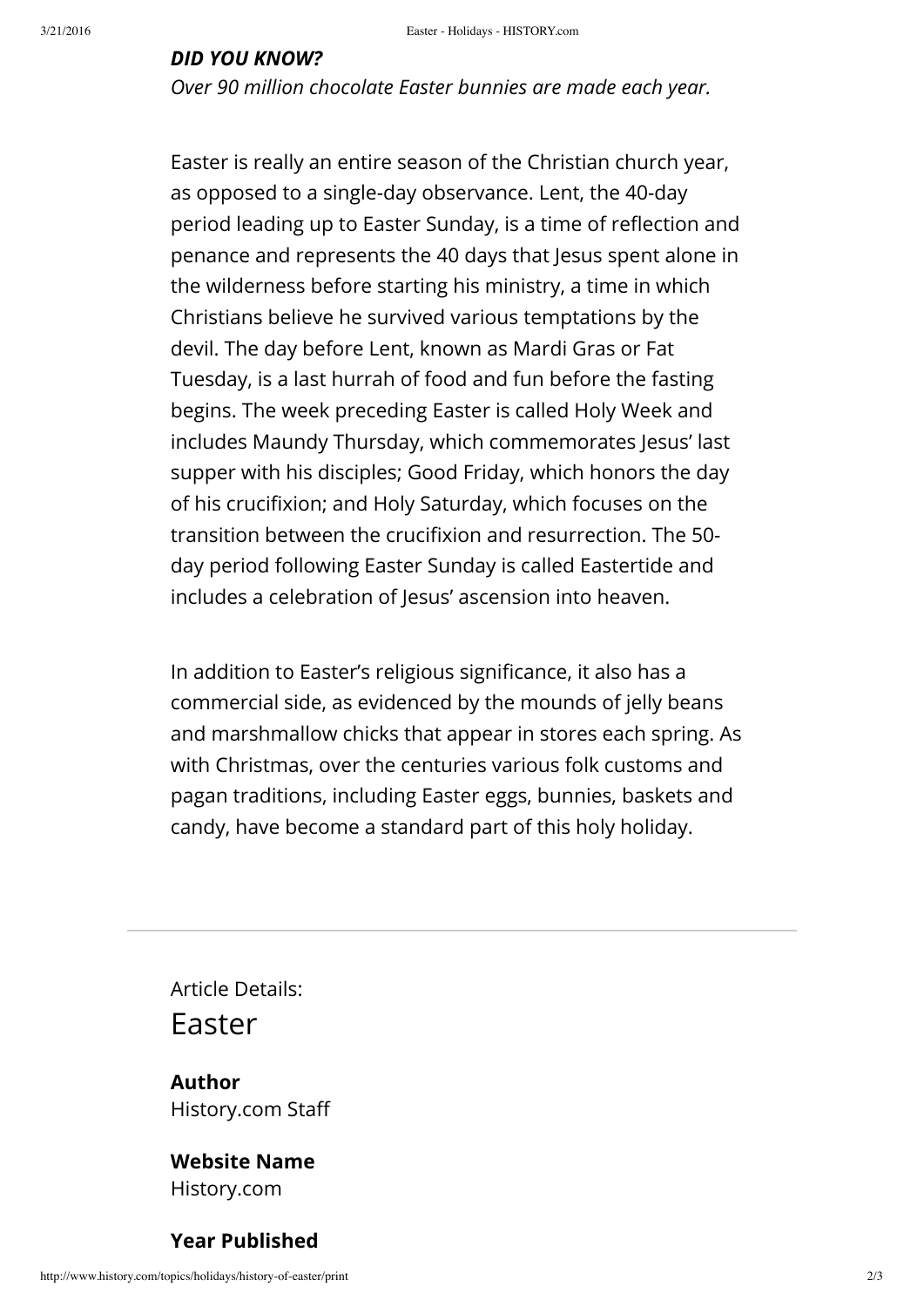***DID YOU KNOW?***
*Over 90 million chocolate Easter bunnies are made each year.*

Easter is really an entire season of the Christian church year, as opposed to a single-day observance. Lent, the 40-day period leading up to Easter Sunday, is a time of reflection and penance and represents the 40 days that Jesus spent alone in the wilderness before starting his ministry, a time in which Christians believe he survived various temptations by the devil. The day before Lent, known as Mardi Gras or Fat Tuesday, is a last hurrah of food and fun before the fasting begins. The week preceding Easter is called Holy Week and includes Maundy Thursday, which commemorates Jesus' last supper with his disciples; Good Friday, which honors the day of his crucifixion; and Holy Saturday, which focuses on the transition between the crucifixion and resurrection. The 50-day period following Easter Sunday is called Eastertide and includes a celebration of Jesus' ascension into heaven.

In addition to Easter's religious significance, it also has a commercial side, as evidenced by the mounds of jelly beans and marshmallow chicks that appear in stores each spring. As with Christmas, over the centuries various folk customs and pagan traditions, including Easter eggs, bunnies, baskets and candy, have become a standard part of this holy holiday.

---

Article Details:

## Easter

**Author**
History.com Staff

**Website Name**
History.com

**Year Published**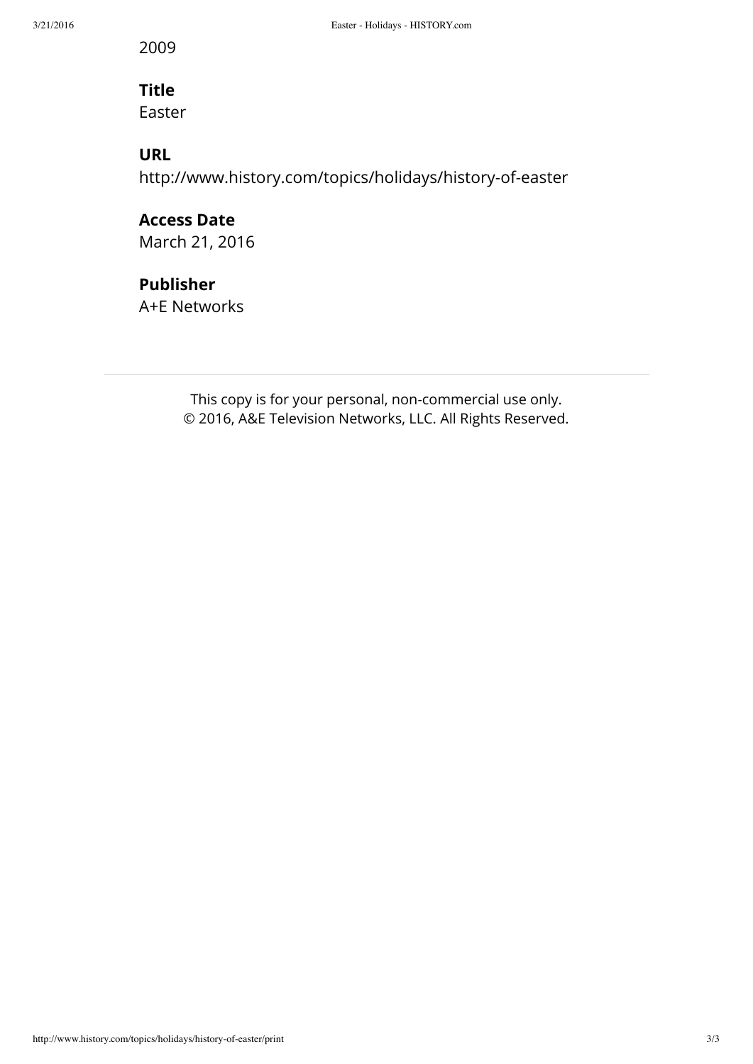2009

**Title**
Easter

**URL**
http://www.history.com/topics/holidays/history-of-easter

**Access Date**
March 21, 2016

**Publisher**
A+E Networks

---

This copy is for your personal, non-commercial use only.
© 2016, A&E Television Networks, LLC. All Rights Reserved.